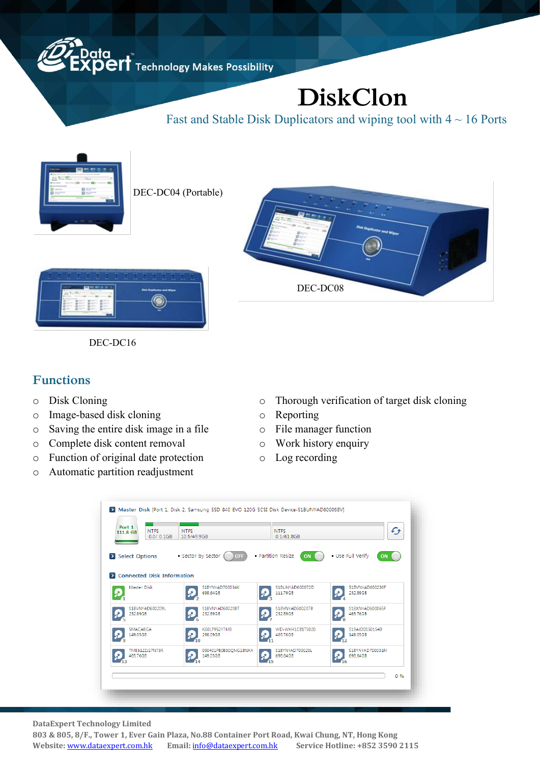DataExpert™ Technology Makes Possibility

# DiskClon

Fast and Stable Disk Duplicators and wiping tool with 4 ~ 16 Ports

DEC-DC04 (Portable)

DEC-DC08

DEC-DC16

## Functions

- Disk Cloning
- Image-based disk cloning
- Saving the entire disk image in a file
- Complete disk content removal
- Function of original date protection
- Automatic partition readjustment
- Thorough verification of target disk cloning
- Reporting
- File manager function
- Work history enquiry
- Log recording

**DataExpert Technology Limited**
**803 & 805, 8/F., Tower 1, Ever Gain Plaza, No.88 Container Port Road, Kwai Chung, NT, Hong Kong**
**Website: [www.dataexpert.com.hk](http://www.dataexpert.com.hk) Email: [info@dataexpert.com.hk](mailto:info@dataexpert.com.hk) Service Hotline: +852 3590 2115**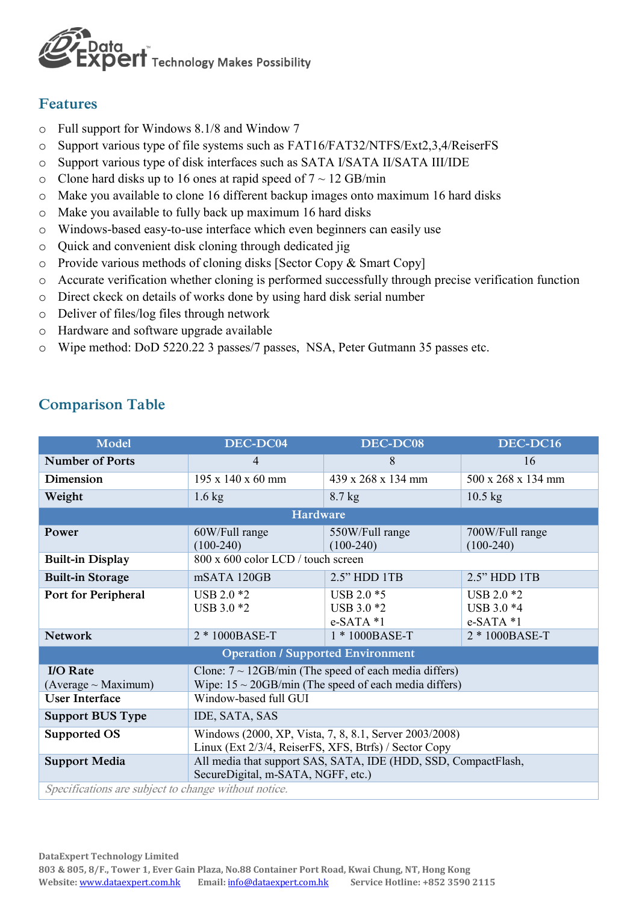## Features

- Full support for Windows 8.1/8 and Window 7
- Support various type of file systems such as FAT16/FAT32/NTFS/Ext2,3,4/ReiserFS
- Support various type of disk interfaces such as SATA I/SATA II/SATA III/IDE
- Clone hard disks up to 16 ones at rapid speed of 7 ~ 12 GB/min
- Make you available to clone 16 different backup images onto maximum 16 hard disks
- Make you available to fully back up maximum 16 hard disks
- Windows-based easy-to-use interface which even beginners can easily use
- Quick and convenient disk cloning through dedicated jig
- Provide various methods of cloning disks [Sector Copy & Smart Copy]
- Accurate verification whether cloning is performed successfully through precise verification function
- Direct ckeck on details of works done by using hard disk serial number
- Deliver of files/log files through network
- Hardware and software upgrade available
- Wipe method: DoD 5220.22 3 passes/7 passes, NSA, Peter Gutmann 35 passes etc.

## Comparison Table

| Model | DEC-DC04 | DEC-DC08 | DEC-DC16 |
|---|---|---|---|
| **Number of Ports** | 4 | 8 | 16 |
| **Dimension** | 195 x 140 x 60 mm | 439 x 268 x 134 mm | 500 x 268 x 134 mm |
| **Weight** | 1.6 kg | 8.7 kg | 10.5 kg |
| **Hardware** | | | |
| **Power** | 60W/Full range (100-240) | 550W/Full range (100-240) | 700W/Full range (100-240) |
| **Built-in Display** | 800 x 600 color LCD / touch screen | | |
| **Built-in Storage** | mSATA 120GB | 2.5" HDD 1TB | 2.5" HDD 1TB |
| **Port for Peripheral** | USB 2.0 *2<br>USB 3.0 *2 | USB 2.0 *5<br>USB 3.0 *2<br>e-SATA *1 | USB 2.0 *2<br>USB 3.0 *4<br>e-SATA *1 |
| **Network** | 2 * 1000BASE-T | 1 * 1000BASE-T | 2 * 1000BASE-T |
| **Operation / Supported Environment** | | | |
| **I/O Rate** (Average ~ Maximum) | Clone: 7 ~ 12GB/min (The speed of each media differs)<br>Wipe: 15 ~ 20GB/min (The speed of each media differs) | | |
| **User Interface** | Window-based full GUI | | |
| **Support BUS Type** | IDE, SATA, SAS | | |
| **Supported OS** | Windows (2000, XP, Vista, 7, 8, 8.1, Server 2003/2008)<br>Linux (Ext 2/3/4, ReiserFS, XFS, Btrfs) / Sector Copy | | |
| **Support Media** | All media that support SAS, SATA, IDE (HDD, SSD, CompactFlash, SecureDigital, m-SATA, NGFF, etc.) | | |

*Specifications are subject to change without notice.*

**DataExpert Technology Limited**
**803 & 805, 8/F., Tower 1, Ever Gain Plaza, No.88 Container Port Road, Kwai Chung, NT, Hong Kong**
**Website:** www.dataexpert.com.hk **Email:** info@dataexpert.com.hk **Service Hotline: +852 3590 2115**